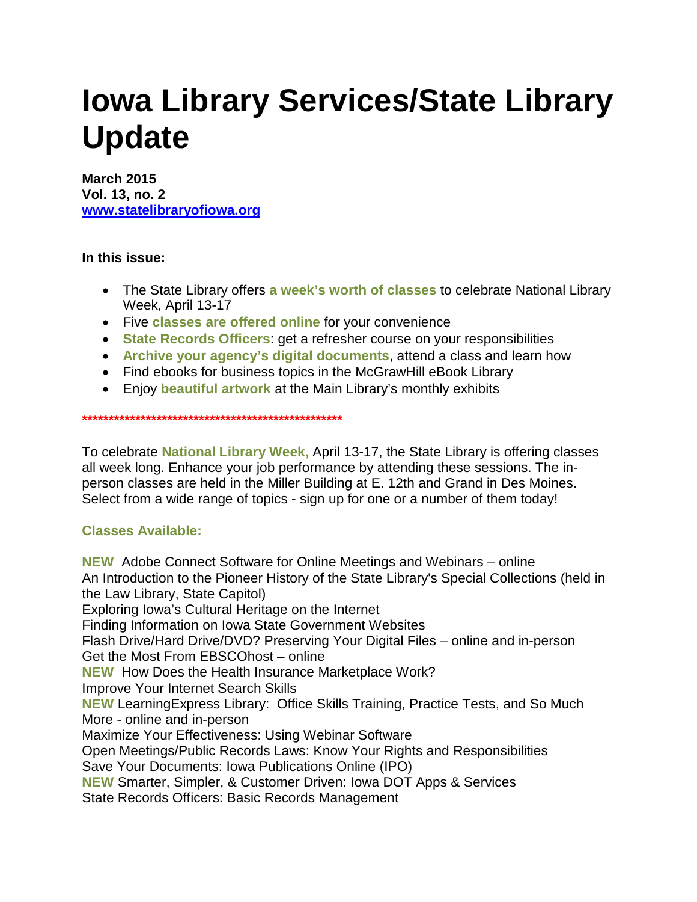# Iowa Library Services/State Library Update

**March 2015**
**Vol. 13, no. 2**
**[www.statelibraryofiowa.org](http://www.statelibraryofiowa.org)**

**In this issue:**

- The State Library offers **a week's worth of classes** to celebrate National Library Week, April 13-17
- Five **classes are offered online** for your convenience
- **State Records Officers**: get a refresher course on your responsibilities
- **Archive your agency's digital documents**, attend a class and learn how
- Find ebooks for business topics in the McGrawHill eBook Library
- Enjoy **beautiful artwork** at the Main Library's monthly exhibits

**\*\*\*\*\*\*\*\*\*\*\*\*\*\*\*\*\*\*\*\*\*\*\*\*\*\*\*\*\*\*\*\*\*\*\*\*\*\*\*\*\*\*\*\*\*\*\*\*\*\*\*\*\*\***

To celebrate **National Library Week,** April 13-17, the State Library is offering classes all week long. Enhance your job performance by attending these sessions. The in-person classes are held in the Miller Building at E. 12th and Grand in Des Moines. Select from a wide range of topics - sign up for one or a number of them today!

### Classes Available:

**NEW** Adobe Connect Software for Online Meetings and Webinars – online
An Introduction to the Pioneer History of the State Library's Special Collections (held in the Law Library, State Capitol)
Exploring Iowa's Cultural Heritage on the Internet
Finding Information on Iowa State Government Websites
Flash Drive/Hard Drive/DVD? Preserving Your Digital Files – online and in-person
Get the Most From EBSCOhost – online
**NEW** How Does the Health Insurance Marketplace Work?
Improve Your Internet Search Skills
**NEW** LearningExpress Library: Office Skills Training, Practice Tests, and So Much More - online and in-person
Maximize Your Effectiveness: Using Webinar Software
Open Meetings/Public Records Laws: Know Your Rights and Responsibilities
Save Your Documents: Iowa Publications Online (IPO)
**NEW** Smarter, Simpler, & Customer Driven: Iowa DOT Apps & Services
State Records Officers: Basic Records Management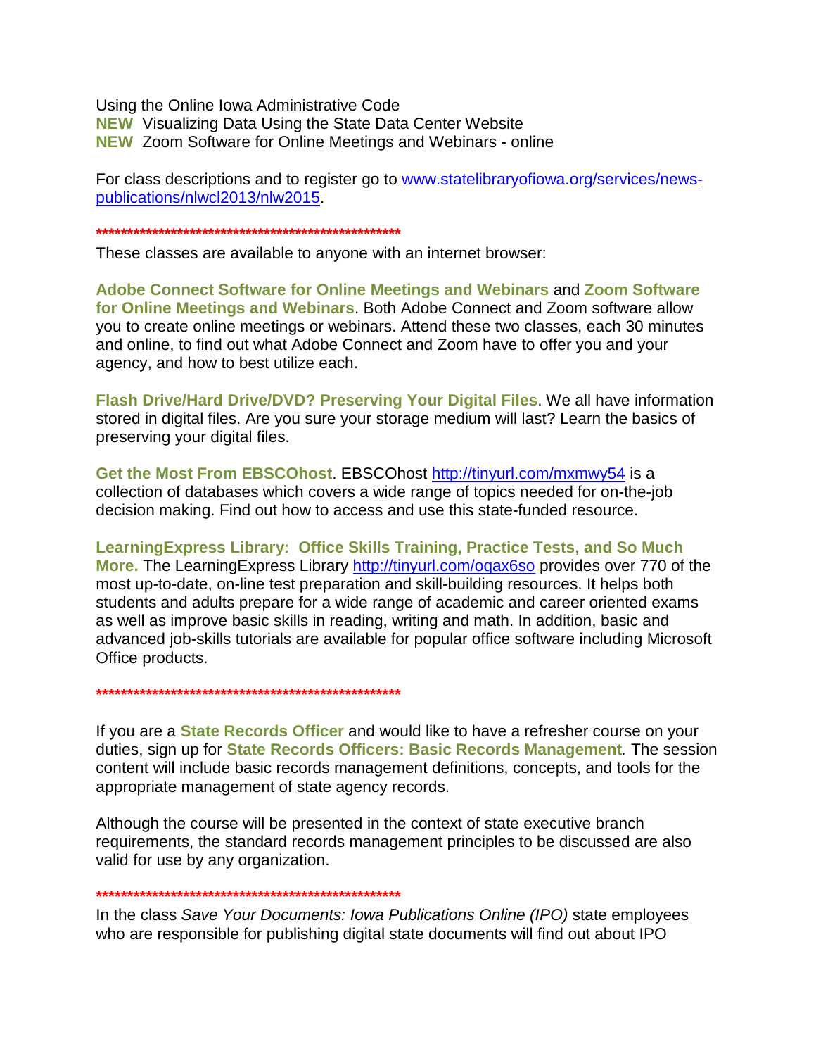Using the Online Iowa Administrative Code
**NEW** Visualizing Data Using the State Data Center Website
**NEW** Zoom Software for Online Meetings and Webinars - online

For class descriptions and to register go to [www.statelibraryofiowa.org/services/news-publications/nlwcl2013/nlw2015](www.statelibraryofiowa.org/services/news-publications/nlwcl2013/nlw2015).

**************************************************

These classes are available to anyone with an internet browser:

**Adobe Connect Software for Online Meetings and Webinars** and **Zoom Software for Online Meetings and Webinars**. Both Adobe Connect and Zoom software allow you to create online meetings or webinars. Attend these two classes, each 30 minutes and online, to find out what Adobe Connect and Zoom have to offer you and your agency, and how to best utilize each.

**Flash Drive/Hard Drive/DVD? Preserving Your Digital Files**. We all have information stored in digital files. Are you sure your storage medium will last? Learn the basics of preserving your digital files.

**Get the Most From EBSCOhost**. EBSCOhost [http://tinyurl.com/mxmwy54](http://tinyurl.com/mxmwy54) is a collection of databases which covers a wide range of topics needed for on-the-job decision making. Find out how to access and use this state-funded resource.

**LearningExpress Library: Office Skills Training, Practice Tests, and So Much More.** The LearningExpress Library [http://tinyurl.com/oqax6so](http://tinyurl.com/oqax6so) provides over 770 of the most up-to-date, on-line test preparation and skill-building resources. It helps both students and adults prepare for a wide range of academic and career oriented exams as well as improve basic skills in reading, writing and math. In addition, basic and advanced job-skills tutorials are available for popular office software including Microsoft Office products.

**************************************************

If you are a **State Records Officer** and would like to have a refresher course on your duties, sign up for **State Records Officers: Basic Records Management***.* The session content will include basic records management definitions, concepts, and tools for the appropriate management of state agency records.

Although the course will be presented in the context of state executive branch requirements, the standard records management principles to be discussed are also valid for use by any organization.

**************************************************

In the class *Save Your Documents: Iowa Publications Online (IPO)* state employees who are responsible for publishing digital state documents will find out about IPO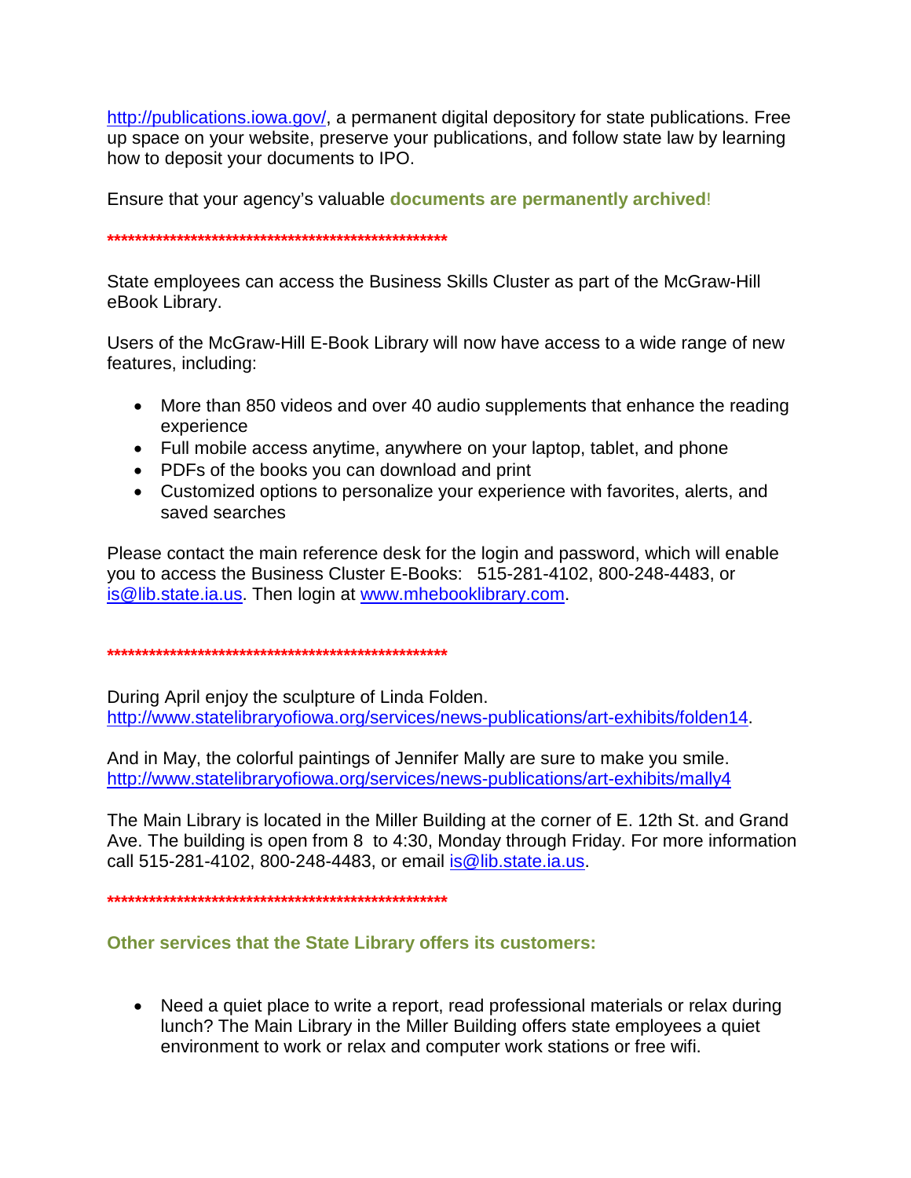http://publications.iowa.gov/, a permanent digital depository for state publications. Free up space on your website, preserve your publications, and follow state law by learning how to deposit your documents to IPO.

Ensure that your agency's valuable **documents are permanently archived**!

****************************************************

State employees can access the Business Skills Cluster as part of the McGraw-Hill eBook Library.

Users of the McGraw-Hill E-Book Library will now have access to a wide range of new features, including:

- More than 850 videos and over 40 audio supplements that enhance the reading experience
- Full mobile access anytime, anywhere on your laptop, tablet, and phone
- PDFs of the books you can download and print
- Customized options to personalize your experience with favorites, alerts, and saved searches

Please contact the main reference desk for the login and password, which will enable you to access the Business Cluster E-Books: 515-281-4102, 800-248-4483, or is@lib.state.ia.us. Then login at www.mhebooklibrary.com.

****************************************************

During April enjoy the sculpture of Linda Folden. http://www.statelibraryofiowa.org/services/news-publications/art-exhibits/folden14.

And in May, the colorful paintings of Jennifer Mally are sure to make you smile. http://www.statelibraryofiowa.org/services/news-publications/art-exhibits/mally4

The Main Library is located in the Miller Building at the corner of E. 12th St. and Grand Ave. The building is open from 8 to 4:30, Monday through Friday. For more information call 515-281-4102, 800-248-4483, or email is@lib.state.ia.us.

****************************************************

**Other services that the State Library offers its customers:**

- Need a quiet place to write a report, read professional materials or relax during lunch? The Main Library in the Miller Building offers state employees a quiet environment to work or relax and computer work stations or free wifi.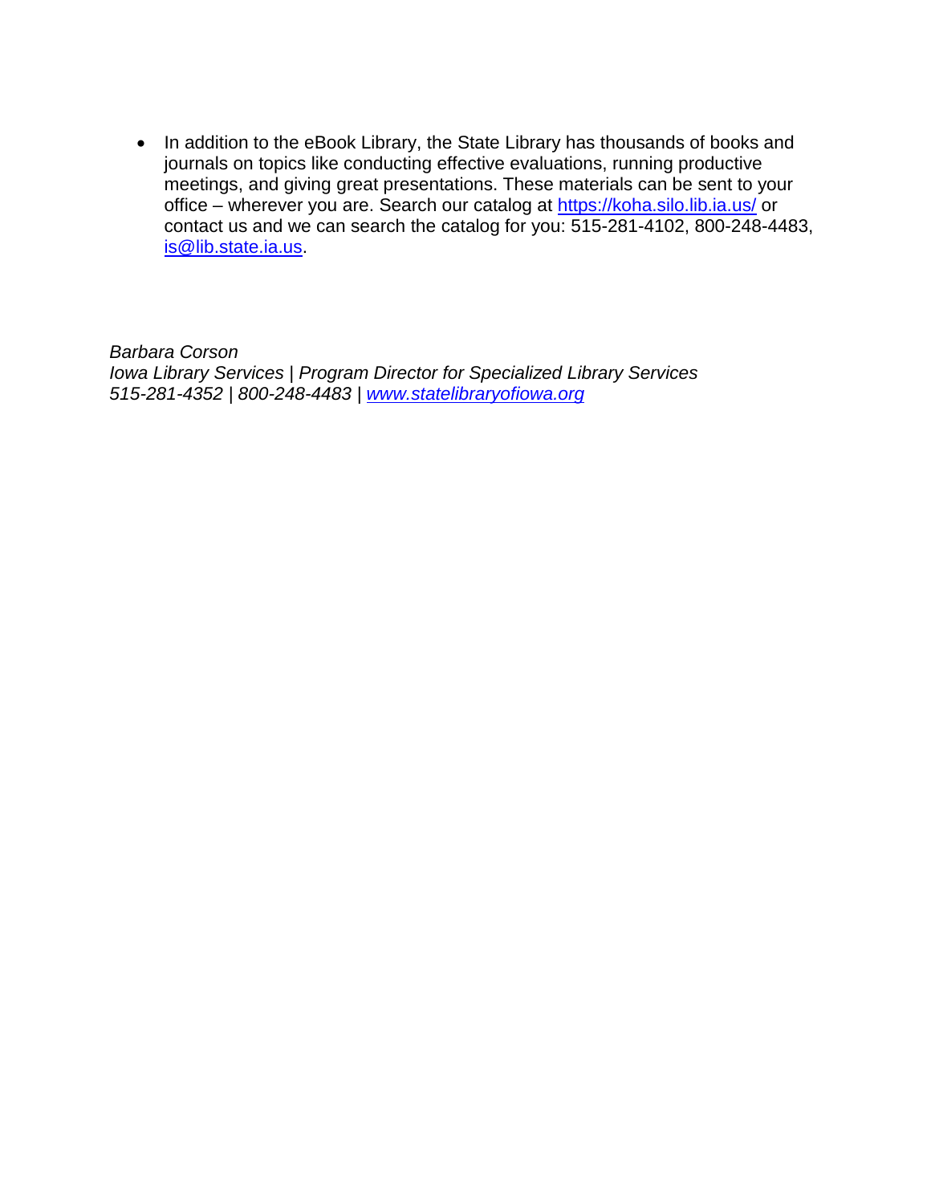- In addition to the eBook Library, the State Library has thousands of books and journals on topics like conducting effective evaluations, running productive meetings, and giving great presentations. These materials can be sent to your office – wherever you are. Search our catalog at https://koha.silo.lib.ia.us/ or contact us and we can search the catalog for you: 515-281-4102, 800-248-4483, is@lib.state.ia.us.

*Barbara Corson*
*Iowa Library Services | Program Director for Specialized Library Services*
*515-281-4352 | 800-248-4483 | www.statelibraryofiowa.org*